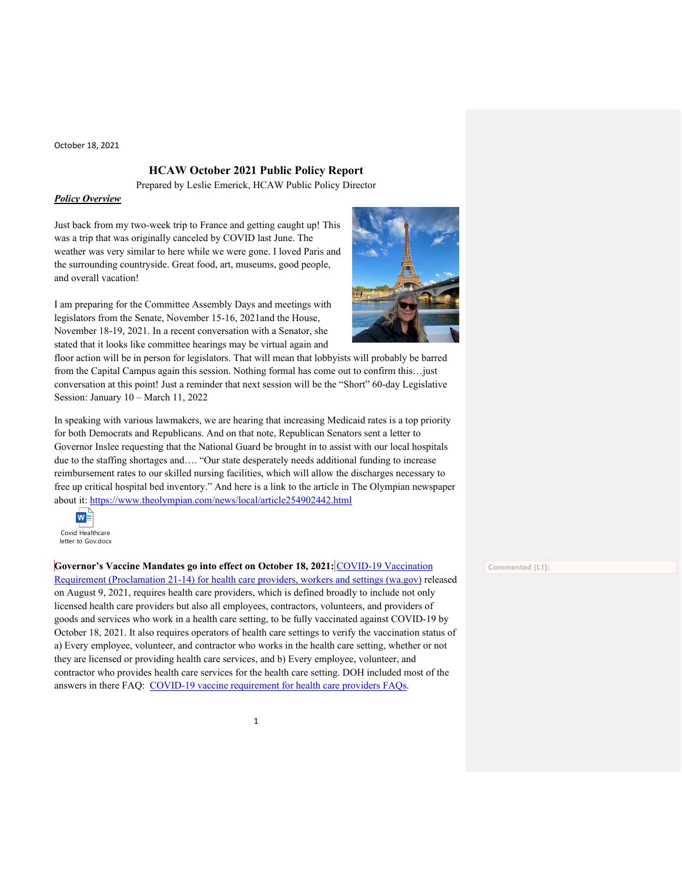October 18, 2021

# HCAW October 2021 Public Policy Report

Prepared by Leslie Emerick, HCAW Public Policy Director

***Policy Overview***

Just back from my two-week trip to France and getting caught up! This was a trip that was originally canceled by COVID last June. The weather was very similar to here while we were gone. I loved Paris and the surrounding countryside. Great food, art, museums, good people, and overall vacation!

I am preparing for the Committee Assembly Days and meetings with legislators from the Senate, November 15-16, 2021and the House, November 18-19, 2021. In a recent conversation with a Senator, she stated that it looks like committee hearings may be virtual again and floor action will be in person for legislators. That will mean that lobbyists will probably be barred from the Capital Campus again this session. Nothing formal has come out to confirm this…just conversation at this point! Just a reminder that next session will be the "Short" 60-day Legislative Session: January 10 – March 11, 2022

In speaking with various lawmakers, we are hearing that increasing Medicaid rates is a top priority for both Democrats and Republicans. And on that note, Republican Senators sent a letter to Governor Inslee requesting that the National Guard be brought in to assist with our local hospitals due to the staffing shortages and…. "Our state desperately needs additional funding to increase reimbursement rates to our skilled nursing facilities, which will allow the discharges necessary to free up critical hospital bed inventory." And here is a link to the article in The Olympian newspaper about it: https://www.theolympian.com/news/local/article254902442.html

Covid Healthcare letter to Gov.docx

**Governor's Vaccine Mandates go into effect on October 18, 2021:** COVID-19 Vaccination Requirement (Proclamation 21-14) for health care providers, workers and settings (wa.gov) released on August 9, 2021, requires health care providers, which is defined broadly to include not only licensed health care providers but also all employees, contractors, volunteers, and providers of goods and services who work in a health care setting, to be fully vaccinated against COVID-19 by October 18, 2021. It also requires operators of health care settings to verify the vaccination status of a) Every employee, volunteer, and contractor who works in the health care setting, whether or not they are licensed or providing health care services, and b) Every employee, volunteer, and contractor who provides health care services for the health care setting. DOH included most of the answers in there FAQ: COVID-19 vaccine requirement for health care providers FAQs.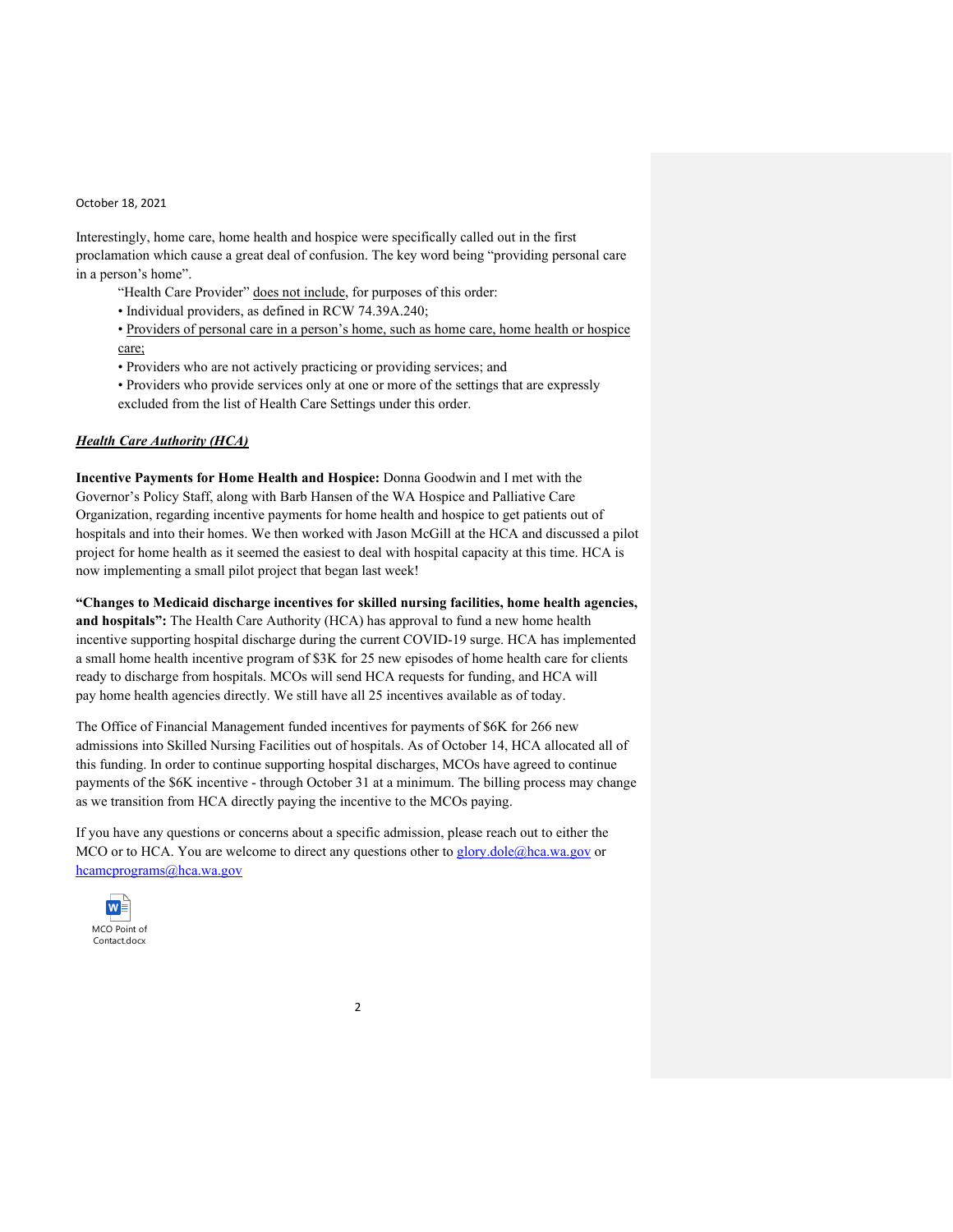October 18, 2021

Interestingly, home care, home health and hospice were specifically called out in the first proclamation which cause a great deal of confusion. The key word being "providing personal care in a person's home".

> "Health Care Provider" <u>does not include</u>, for purposes of this order:
> 
> - Individual providers, as defined in RCW 74.39A.240;
> - <u>Providers of personal care in a person's home, such as home care, home health or hospice care;</u>
> - Providers who are not actively practicing or providing services; and
> - Providers who provide services only at one or more of the settings that are expressly excluded from the list of Health Care Settings under this order.

***<u>Health Care Authority (HCA)</u>***

**Incentive Payments for Home Health and Hospice:** Donna Goodwin and I met with the Governor's Policy Staff, along with Barb Hansen of the WA Hospice and Palliative Care Organization, regarding incentive payments for home health and hospice to get patients out of hospitals and into their homes. We then worked with Jason McGill at the HCA and discussed a pilot project for home health as it seemed the easiest to deal with hospital capacity at this time. HCA is now implementing a small pilot project that began last week!

**"Changes to Medicaid discharge incentives for skilled nursing facilities, home health agencies, and hospitals":** The Health Care Authority (HCA) has approval to fund a new home health incentive supporting hospital discharge during the current COVID-19 surge. HCA has implemented a small home health incentive program of $3K for 25 new episodes of home health care for clients ready to discharge from hospitals. MCOs will send HCA requests for funding, and HCA will pay home health agencies directly. We still have all 25 incentives available as of today.

The Office of Financial Management funded incentives for payments of $6K for 266 new admissions into Skilled Nursing Facilities out of hospitals. As of October 14, HCA allocated all of this funding. In order to continue supporting hospital discharges, MCOs have agreed to continue payments of the $6K incentive - through October 31 at a minimum. The billing process may change as we transition from HCA directly paying the incentive to the MCOs paying.

If you have any questions or concerns about a specific admission, please reach out to either the MCO or to HCA. You are welcome to direct any questions other to glory.dole@hca.wa.gov or hcamcprograms@hca.wa.gov

MCO Point of Contact.docx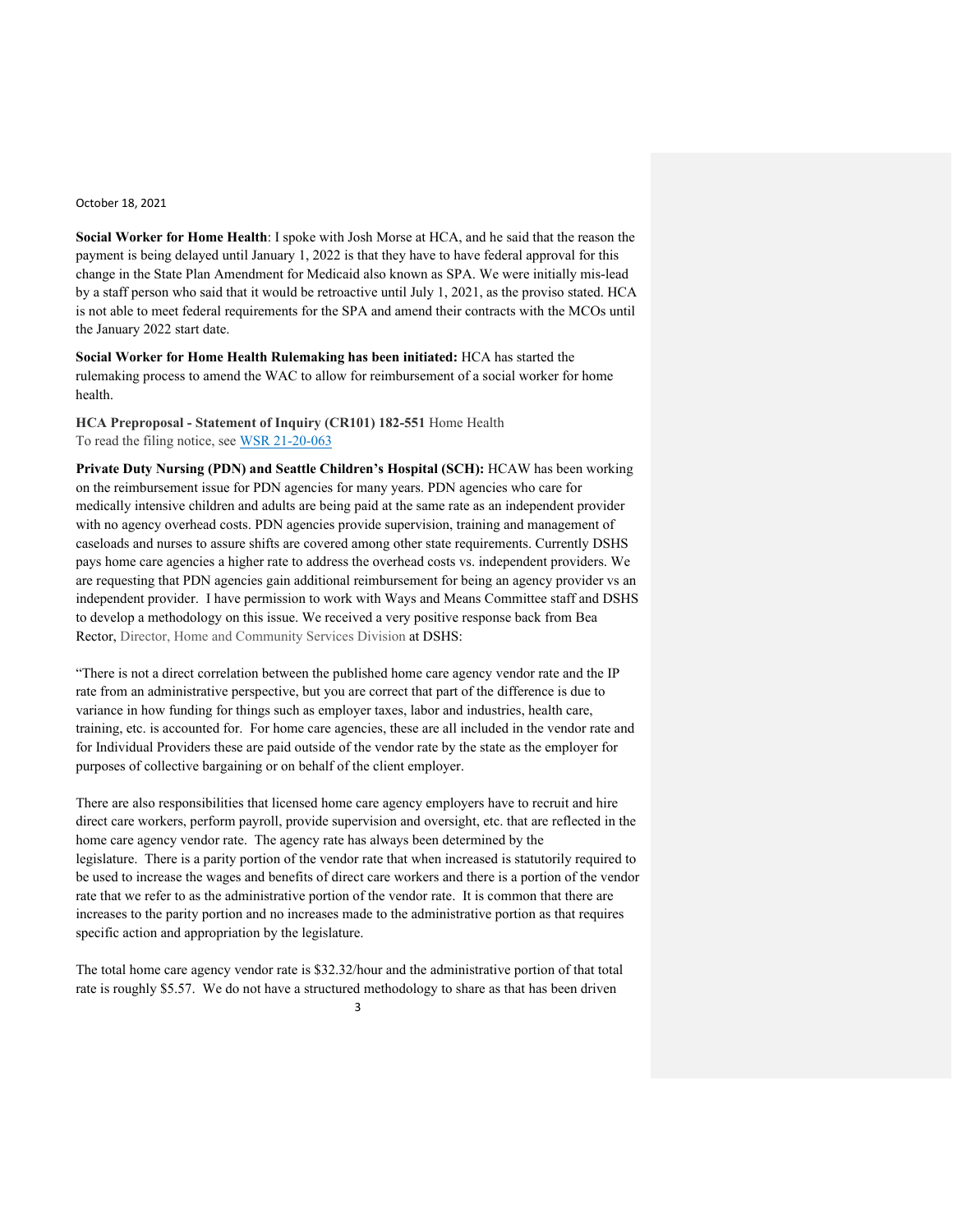October 18, 2021

**Social Worker for Home Health**: I spoke with Josh Morse at HCA, and he said that the reason the payment is being delayed until January 1, 2022 is that they have to have federal approval for this change in the State Plan Amendment for Medicaid also known as SPA. We were initially mis-lead by a staff person who said that it would be retroactive until July 1, 2021, as the proviso stated. HCA is not able to meet federal requirements for the SPA and amend their contracts with the MCOs until the January 2022 start date.

**Social Worker for Home Health Rulemaking has been initiated:** HCA has started the rulemaking process to amend the WAC to allow for reimbursement of a social worker for home health.

**HCA Preproposal - Statement of Inquiry (CR101) 182-551** Home Health
To read the filing notice, see WSR 21-20-063

**Private Duty Nursing (PDN) and Seattle Children's Hospital (SCH):** HCAW has been working on the reimbursement issue for PDN agencies for many years. PDN agencies who care for medically intensive children and adults are being paid at the same rate as an independent provider with no agency overhead costs. PDN agencies provide supervision, training and management of caseloads and nurses to assure shifts are covered among other state requirements. Currently DSHS pays home care agencies a higher rate to address the overhead costs vs. independent providers. We are requesting that PDN agencies gain additional reimbursement for being an agency provider vs an independent provider. I have permission to work with Ways and Means Committee staff and DSHS to develop a methodology on this issue. We received a very positive response back from Bea Rector, Director, Home and Community Services Division at DSHS:

"There is not a direct correlation between the published home care agency vendor rate and the IP rate from an administrative perspective, but you are correct that part of the difference is due to variance in how funding for things such as employer taxes, labor and industries, health care, training, etc. is accounted for. For home care agencies, these are all included in the vendor rate and for Individual Providers these are paid outside of the vendor rate by the state as the employer for purposes of collective bargaining or on behalf of the client employer.

There are also responsibilities that licensed home care agency employers have to recruit and hire direct care workers, perform payroll, provide supervision and oversight, etc. that are reflected in the home care agency vendor rate. The agency rate has always been determined by the legislature. There is a parity portion of the vendor rate that when increased is statutorily required to be used to increase the wages and benefits of direct care workers and there is a portion of the vendor rate that we refer to as the administrative portion of the vendor rate. It is common that there are increases to the parity portion and no increases made to the administrative portion as that requires specific action and appropriation by the legislature.

The total home care agency vendor rate is $32.32/hour and the administrative portion of that total rate is roughly $5.57. We do not have a structured methodology to share as that has been driven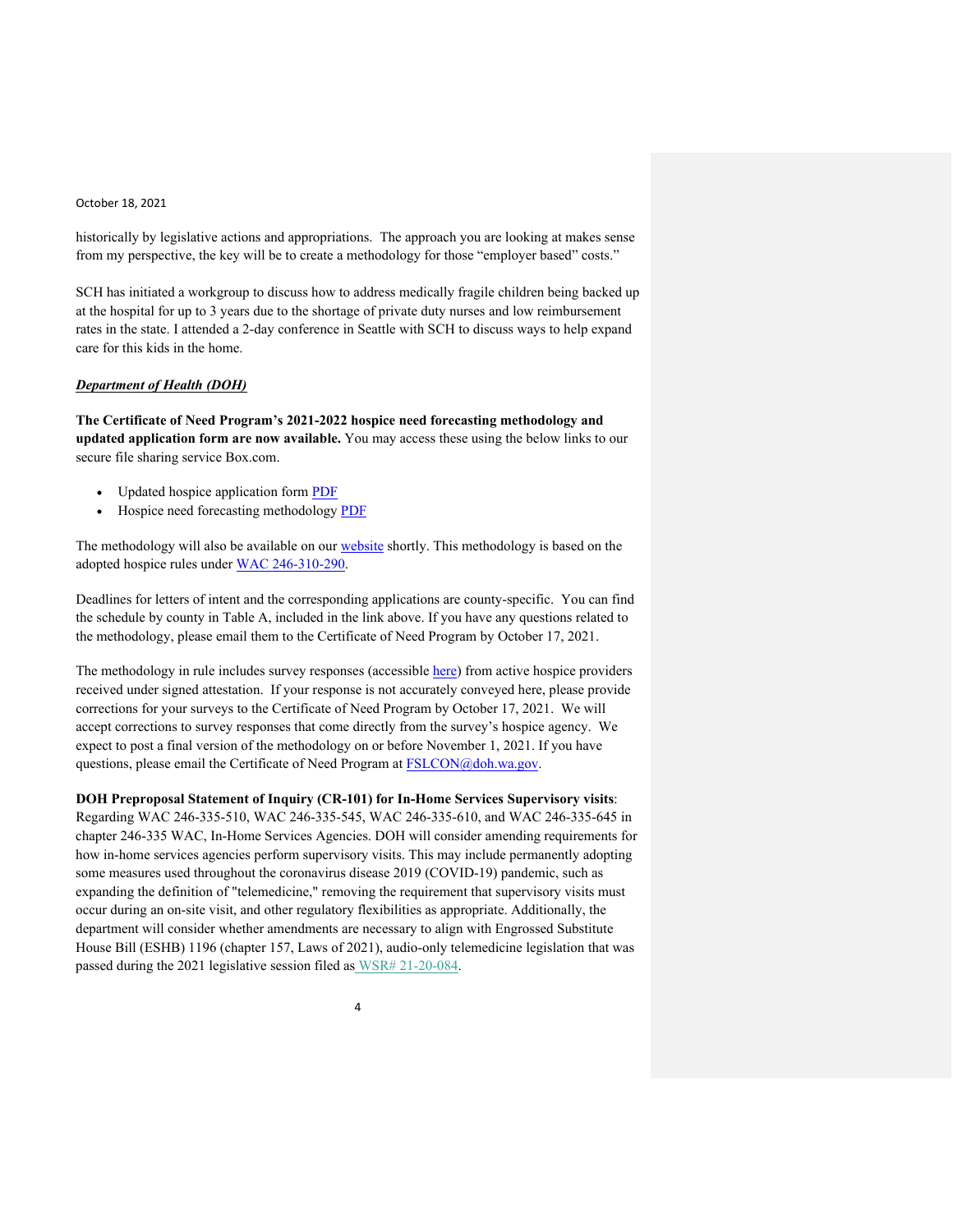historically by legislative actions and appropriations. The approach you are looking at makes sense from my perspective, the key will be to create a methodology for those "employer based" costs."

SCH has initiated a workgroup to discuss how to address medically fragile children being backed up at the hospital for up to 3 years due to the shortage of private duty nurses and low reimbursement rates in the state. I attended a 2-day conference in Seattle with SCH to discuss ways to help expand care for this kids in the home.

***Department of Health (DOH)***

**The Certificate of Need Program's 2021-2022 hospice need forecasting methodology and updated application form are now available.** You may access these using the below links to our secure file sharing service Box.com.

- Updated hospice application form PDF
- Hospice need forecasting methodology PDF

The methodology will also be available on our website shortly. This methodology is based on the adopted hospice rules under WAC 246-310-290.

Deadlines for letters of intent and the corresponding applications are county-specific. You can find the schedule by county in Table A, included in the link above. If you have any questions related to the methodology, please email them to the Certificate of Need Program by October 17, 2021.

The methodology in rule includes survey responses (accessible here) from active hospice providers received under signed attestation. If your response is not accurately conveyed here, please provide corrections for your surveys to the Certificate of Need Program by October 17, 2021. We will accept corrections to survey responses that come directly from the survey's hospice agency. We expect to post a final version of the methodology on or before November 1, 2021. If you have questions, please email the Certificate of Need Program at FSLCON@doh.wa.gov.

**DOH Preproposal Statement of Inquiry (CR-101) for In-Home Services Supervisory visits**: Regarding WAC 246-335-510, WAC 246-335-545, WAC 246-335-610, and WAC 246-335-645 in chapter 246-335 WAC, In-Home Services Agencies. DOH will consider amending requirements for how in-home services agencies perform supervisory visits. This may include permanently adopting some measures used throughout the coronavirus disease 2019 (COVID-19) pandemic, such as expanding the definition of "telemedicine," removing the requirement that supervisory visits must occur during an on-site visit, and other regulatory flexibilities as appropriate. Additionally, the department will consider whether amendments are necessary to align with Engrossed Substitute House Bill (ESHB) 1196 (chapter 157, Laws of 2021), audio-only telemedicine legislation that was passed during the 2021 legislative session filed as WSR# 21-20-084.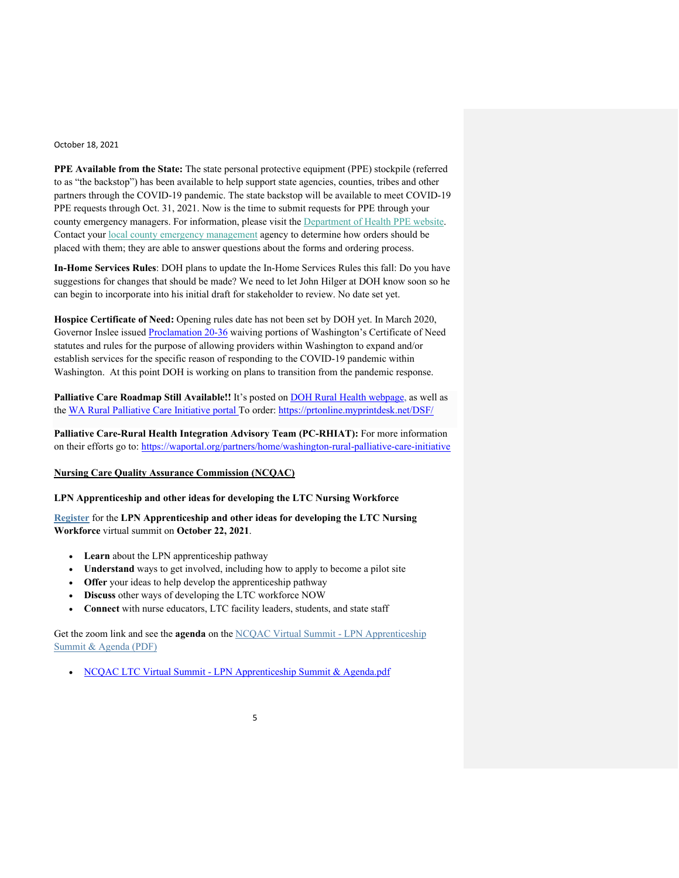October 18, 2021

**PPE Available from the State:** The state personal protective equipment (PPE) stockpile (referred to as "the backstop") has been available to help support state agencies, counties, tribes and other partners through the COVID-19 pandemic. The state backstop will be available to meet COVID-19 PPE requests through Oct. 31, 2021. Now is the time to submit requests for PPE through your county emergency managers. For information, please visit the Department of Health PPE website. Contact your local county emergency management agency to determine how orders should be placed with them; they are able to answer questions about the forms and ordering process.

**In-Home Services Rules**: DOH plans to update the In-Home Services Rules this fall: Do you have suggestions for changes that should be made? We need to let John Hilger at DOH know soon so he can begin to incorporate into his initial draft for stakeholder to review. No date set yet.

**Hospice Certificate of Need:** Opening rules date has not been set by DOH yet. In March 2020, Governor Inslee issued Proclamation 20-36 waiving portions of Washington's Certificate of Need statutes and rules for the purpose of allowing providers within Washington to expand and/or establish services for the specific reason of responding to the COVID-19 pandemic within Washington. At this point DOH is working on plans to transition from the pandemic response.

**Palliative Care Roadmap Still Available!!** It's posted on DOH Rural Health webpage, as well as the WA Rural Palliative Care Initiative portal To order: https://prtonline.myprintdesk.net/DSF/

**Palliative Care-Rural Health Integration Advisory Team (PC-RHIAT):** For more information on their efforts go to: https://waportal.org/partners/home/washington-rural-palliative-care-initiative

**<u>Nursing Care Quality Assurance Commission (NCQAC)</u>**

**LPN Apprenticeship and other ideas for developing the LTC Nursing Workforce**

**Register** for the **LPN Apprenticeship and other ideas for developing the LTC Nursing Workforce** virtual summit on **October 22, 2021**.

- **Learn** about the LPN apprenticeship pathway
- **Understand** ways to get involved, including how to apply to become a pilot site
- **Offer** your ideas to help develop the apprenticeship pathway
- **Discuss** other ways of developing the LTC workforce NOW
- **Connect** with nurse educators, LTC facility leaders, students, and state staff

Get the zoom link and see the **agenda** on the NCQAC Virtual Summit - LPN Apprenticeship Summit & Agenda (PDF)

- NCQAC LTC Virtual Summit - LPN Apprenticeship Summit & Agenda.pdf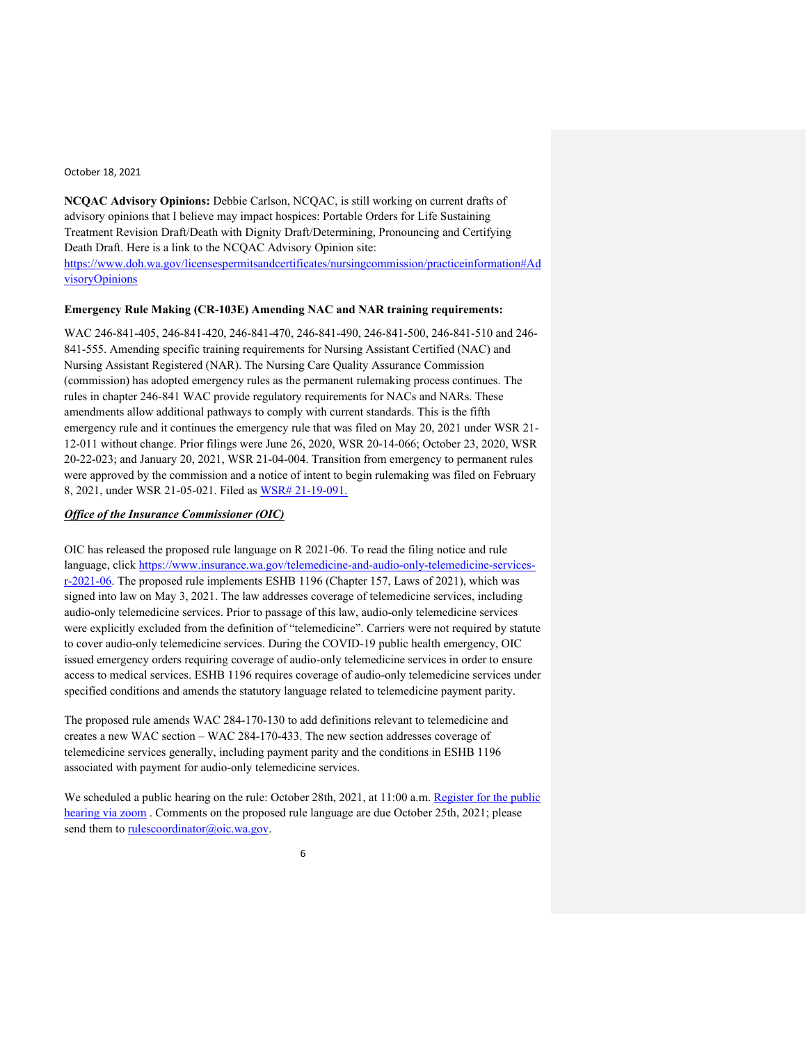October 18, 2021

**NCQAC Advisory Opinions:** Debbie Carlson, NCQAC, is still working on current drafts of advisory opinions that I believe may impact hospices: Portable Orders for Life Sustaining Treatment Revision Draft/Death with Dignity Draft/Determining, Pronouncing and Certifying Death Draft. Here is a link to the NCQAC Advisory Opinion site: [https://www.doh.wa.gov/licensespermitsandcertificates/nursingcommission/practiceinformation#AdvisoryOpinions](https://www.doh.wa.gov/licensespermitsandcertificates/nursingcommission/practiceinformation#AdvisoryOpinions)

**Emergency Rule Making (CR-103E) Amending NAC and NAR training requirements:**

WAC 246-841-405, 246-841-420, 246-841-470, 246-841-490, 246-841-500, 246-841-510 and 246-841-555. Amending specific training requirements for Nursing Assistant Certified (NAC) and Nursing Assistant Registered (NAR). The Nursing Care Quality Assurance Commission (commission) has adopted emergency rules as the permanent rulemaking process continues. The rules in chapter 246-841 WAC provide regulatory requirements for NACs and NARs. These amendments allow additional pathways to comply with current standards. This is the fifth emergency rule and it continues the emergency rule that was filed on May 20, 2021 under WSR 21-12-011 without change. Prior filings were June 26, 2020, WSR 20-14-066; October 23, 2020, WSR 20-22-023; and January 20, 2021, WSR 21-04-004. Transition from emergency to permanent rules were approved by the commission and a notice of intent to begin rulemaking was filed on February 8, 2021, under WSR 21-05-021. Filed as WSR# 21-19-091.

***Office of the Insurance Commissioner (OIC)***

OIC has released the proposed rule language on R 2021-06. To read the filing notice and rule language, click [https://www.insurance.wa.gov/telemedicine-and-audio-only-telemedicine-services-r-2021-06](https://www.insurance.wa.gov/telemedicine-and-audio-only-telemedicine-services-r-2021-06). The proposed rule implements ESHB 1196 (Chapter 157, Laws of 2021), which was signed into law on May 3, 2021. The law addresses coverage of telemedicine services, including audio-only telemedicine services. Prior to passage of this law, audio-only telemedicine services were explicitly excluded from the definition of "telemedicine". Carriers were not required by statute to cover audio-only telemedicine services. During the COVID-19 public health emergency, OIC issued emergency orders requiring coverage of audio-only telemedicine services in order to ensure access to medical services. ESHB 1196 requires coverage of audio-only telemedicine services under specified conditions and amends the statutory language related to telemedicine payment parity.

The proposed rule amends WAC 284-170-130 to add definitions relevant to telemedicine and creates a new WAC section – WAC 284-170-433. The new section addresses coverage of telemedicine services generally, including payment parity and the conditions in ESHB 1196 associated with payment for audio-only telemedicine services.

We scheduled a public hearing on the rule: October 28th, 2021, at 11:00 a.m. Register for the public hearing via zoom . Comments on the proposed rule language are due October 25th, 2021; please send them to rulescoordinator@oic.wa.gov.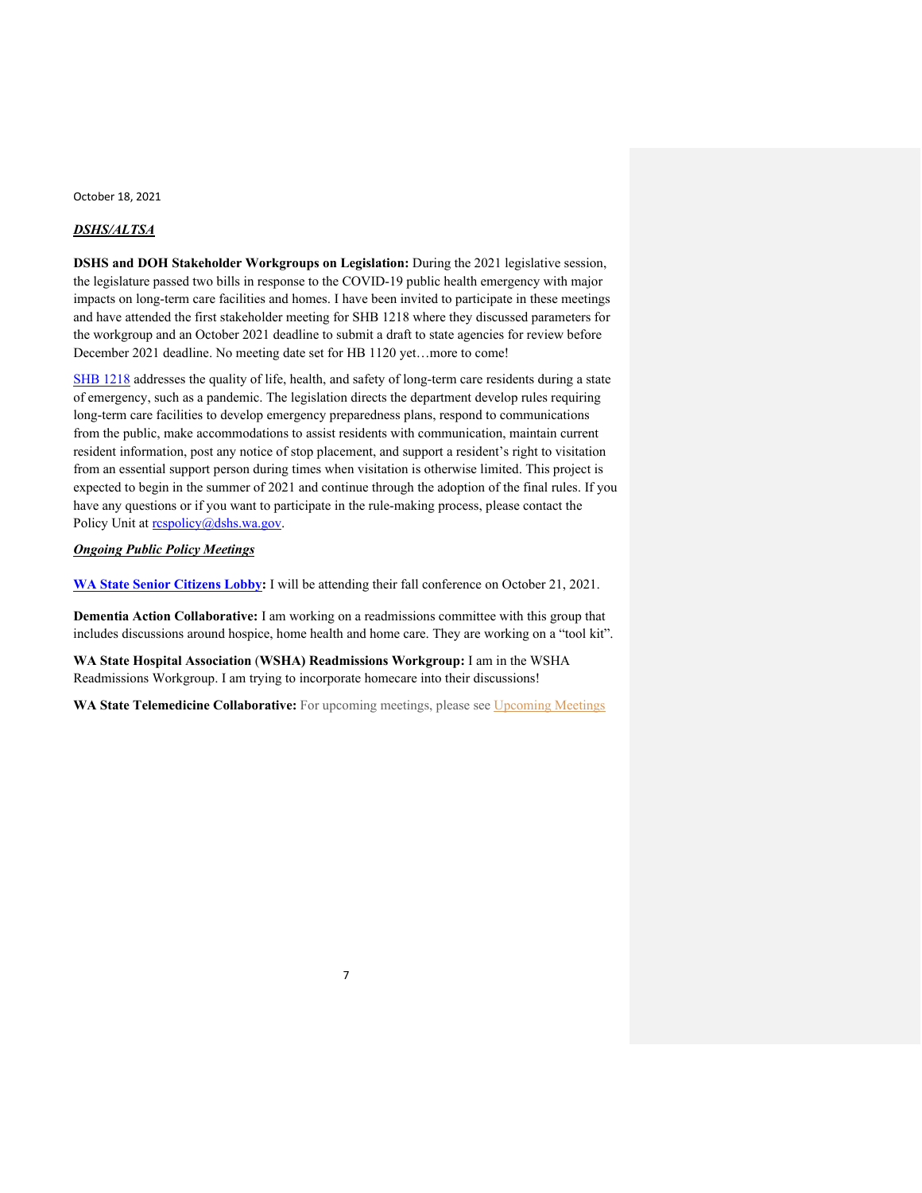October 18, 2021

***DSHS/ALTSA***

**DSHS and DOH Stakeholder Workgroups on Legislation:** During the 2021 legislative session, the legislature passed two bills in response to the COVID-19 public health emergency with major impacts on long-term care facilities and homes. I have been invited to participate in these meetings and have attended the first stakeholder meeting for SHB 1218 where they discussed parameters for the workgroup and an October 2021 deadline to submit a draft to state agencies for review before December 2021 deadline. No meeting date set for HB 1120 yet…more to come!

SHB 1218 addresses the quality of life, health, and safety of long-term care residents during a state of emergency, such as a pandemic. The legislation directs the department develop rules requiring long-term care facilities to develop emergency preparedness plans, respond to communications from the public, make accommodations to assist residents with communication, maintain current resident information, post any notice of stop placement, and support a resident's right to visitation from an essential support person during times when visitation is otherwise limited. This project is expected to begin in the summer of 2021 and continue through the adoption of the final rules. If you have any questions or if you want to participate in the rule-making process, please contact the Policy Unit at rcspolicy@dshs.wa.gov.

***Ongoing Public Policy Meetings***

**WA State Senior Citizens Lobby:** I will be attending their fall conference on October 21, 2021.

**Dementia Action Collaborative:** I am working on a readmissions committee with this group that includes discussions around hospice, home health and home care. They are working on a "tool kit".

**WA State Hospital Association (WSHA) Readmissions Workgroup:** I am in the WSHA Readmissions Workgroup. I am trying to incorporate homecare into their discussions!

**WA State Telemedicine Collaborative:** For upcoming meetings, please see Upcoming Meetings